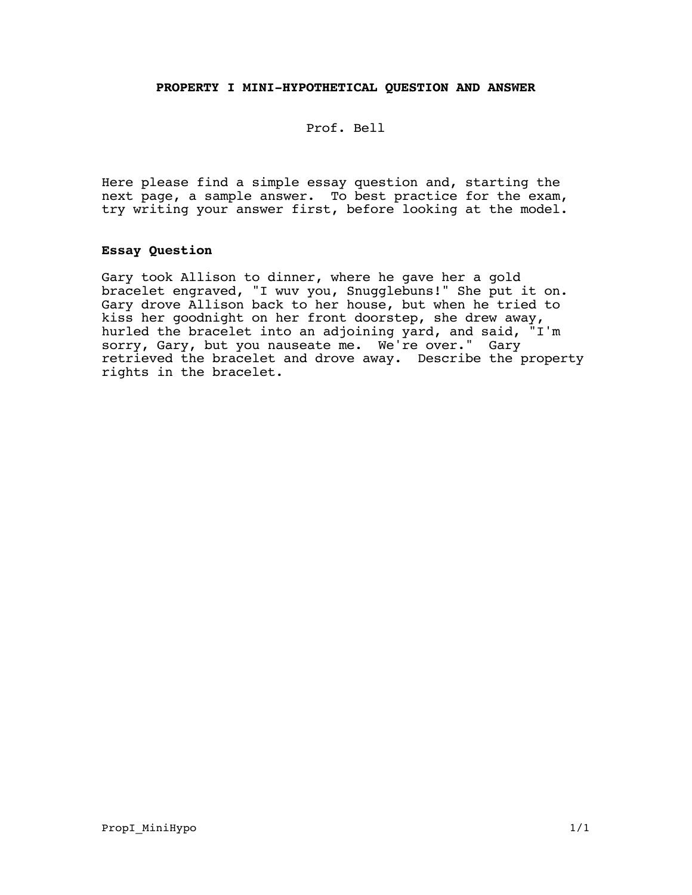# PROPERTY I MINI-HYPOTHETICAL QUESTION AND ANSWER

Prof. Bell

Here please find a simple essay question and, starting the next page, a sample answer. To best practice for the exam, try writing your answer first, before looking at the model.

**Essay Question**

Gary took Allison to dinner, where he gave her a gold bracelet engraved, "I wuv you, Snugglebuns!" She put it on. Gary drove Allison back to her house, but when he tried to kiss her goodnight on her front doorstep, she drew away, hurled the bracelet into an adjoining yard, and said, "I'm sorry, Gary, but you nauseate me. We're over." Gary retrieved the bracelet and drove away. Describe the property rights in the bracelet.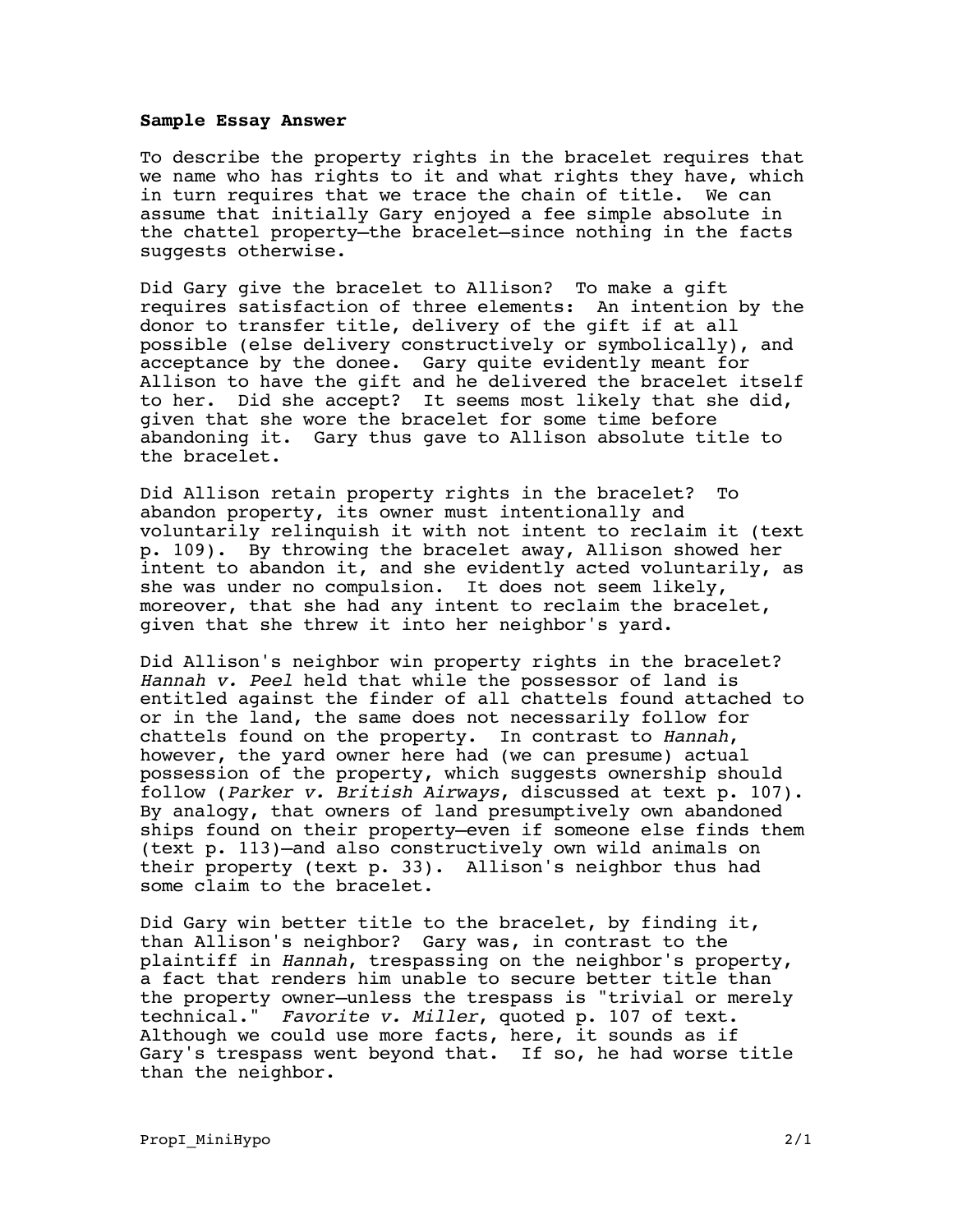**Sample Essay Answer**

To describe the property rights in the bracelet requires that we name who has rights to it and what rights they have, which in turn requires that we trace the chain of title. We can assume that initially Gary enjoyed a fee simple absolute in the chattel property—the bracelet—since nothing in the facts suggests otherwise.

Did Gary give the bracelet to Allison? To make a gift requires satisfaction of three elements: An intention by the donor to transfer title, delivery of the gift if at all possible (else delivery constructively or symbolically), and acceptance by the donee. Gary quite evidently meant for Allison to have the gift and he delivered the bracelet itself to her. Did she accept? It seems most likely that she did, given that she wore the bracelet for some time before abandoning it. Gary thus gave to Allison absolute title to the bracelet.

Did Allison retain property rights in the bracelet? To abandon property, its owner must intentionally and voluntarily relinquish it with not intent to reclaim it (text p. 109). By throwing the bracelet away, Allison showed her intent to abandon it, and she evidently acted voluntarily, as she was under no compulsion. It does not seem likely, moreover, that she had any intent to reclaim the bracelet, given that she threw it into her neighbor's yard.

Did Allison's neighbor win property rights in the bracelet? *Hannah v. Peel* held that while the possessor of land is entitled against the finder of all chattels found attached to or in the land, the same does not necessarily follow for chattels found on the property. In contrast to *Hannah*, however, the yard owner here had (we can presume) actual possession of the property, which suggests ownership should follow (*Parker v. British Airways*, discussed at text p. 107). By analogy, that owners of land presumptively own abandoned ships found on their property—even if someone else finds them (text p. 113)—and also constructively own wild animals on their property (text p. 33). Allison's neighbor thus had some claim to the bracelet.

Did Gary win better title to the bracelet, by finding it, than Allison's neighbor? Gary was, in contrast to the plaintiff in *Hannah*, trespassing on the neighbor's property, a fact that renders him unable to secure better title than the property owner—unless the trespass is "trivial or merely technical." *Favorite v. Miller*, quoted p. 107 of text. Although we could use more facts, here, it sounds as if Gary's trespass went beyond that. If so, he had worse title than the neighbor.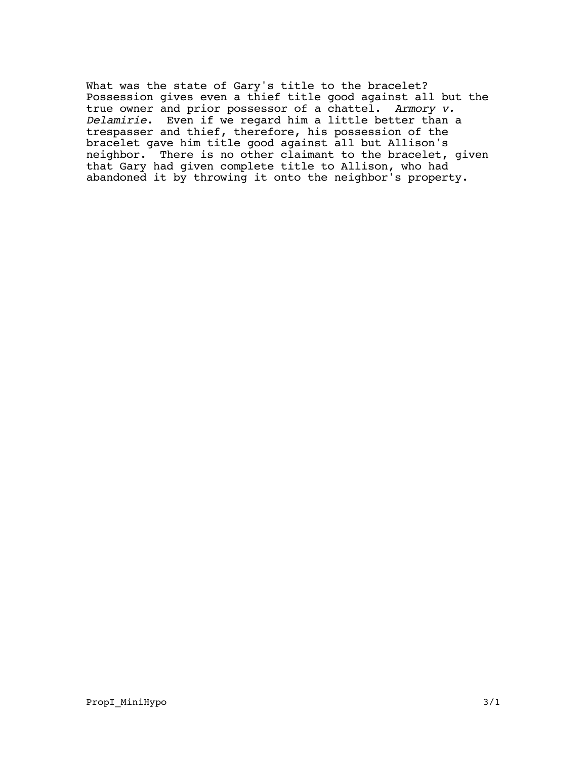What was the state of Gary's title to the bracelet? Possession gives even a thief title good against all but the true owner and prior possessor of a chattel. *Armory v. Delamirie*. Even if we regard him a little better than a trespasser and thief, therefore, his possession of the bracelet gave him title good against all but Allison's neighbor. There is no other claimant to the bracelet, given that Gary had given complete title to Allison, who had abandoned it by throwing it onto the neighbor's property.